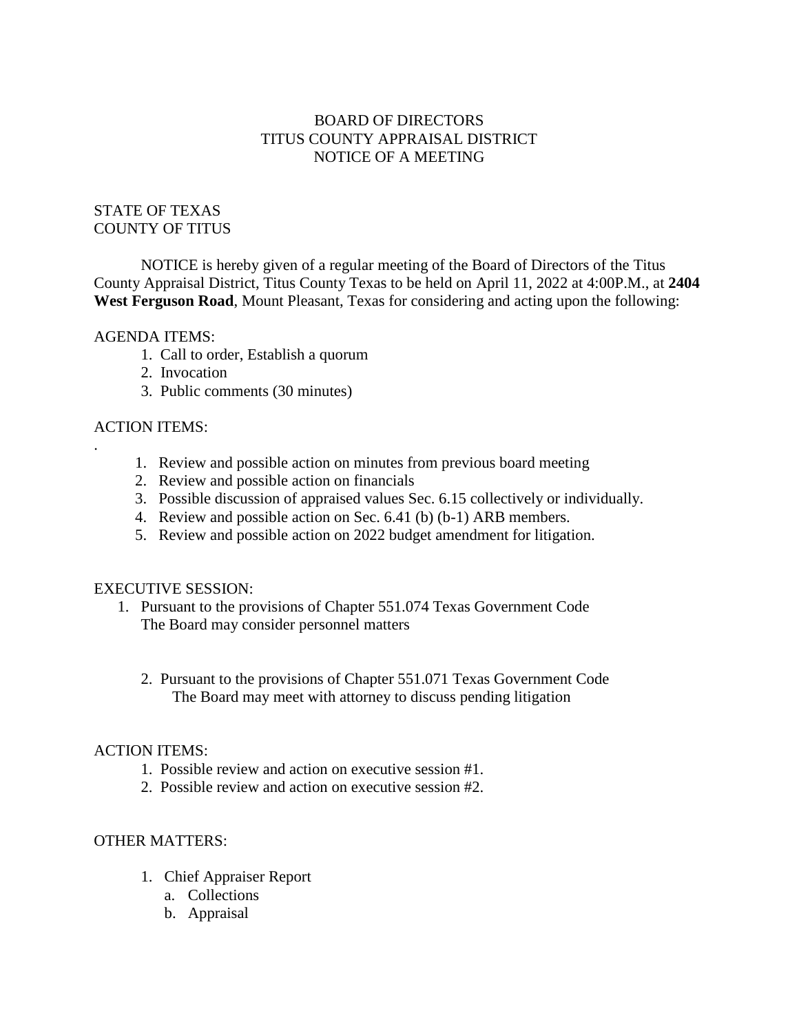# BOARD OF DIRECTORS
# TITUS COUNTY APPRAISAL DISTRICT
# NOTICE OF A MEETING

STATE OF TEXAS
COUNTY OF TITUS

NOTICE is hereby given of a regular meeting of the Board of Directors of the Titus County Appraisal District, Titus County Texas to be held on April 11, 2022 at 4:00P.M., at **2404 West Ferguson Road**, Mount Pleasant, Texas for considering and acting upon the following:

AGENDA ITEMS:

1. Call to order, Establish a quorum
2. Invocation
3. Public comments (30 minutes)

ACTION ITEMS:

.

1. Review and possible action on minutes from previous board meeting
2. Review and possible action on financials
3. Possible discussion of appraised values Sec. 6.15 collectively or individually.
4. Review and possible action on Sec. 6.41 (b) (b-1) ARB members.
5. Review and possible action on 2022 budget amendment for litigation.

EXECUTIVE SESSION:

1. Pursuant to the provisions of Chapter 551.074 Texas Government Code
   The Board may consider personnel matters

2. Pursuant to the provisions of Chapter 551.071 Texas Government Code
   The Board may meet with attorney to discuss pending litigation

ACTION ITEMS:

1. Possible review and action on executive session #1.
2. Possible review and action on executive session #2.

OTHER MATTERS:

1. Chief Appraiser Report
   a. Collections
   b. Appraisal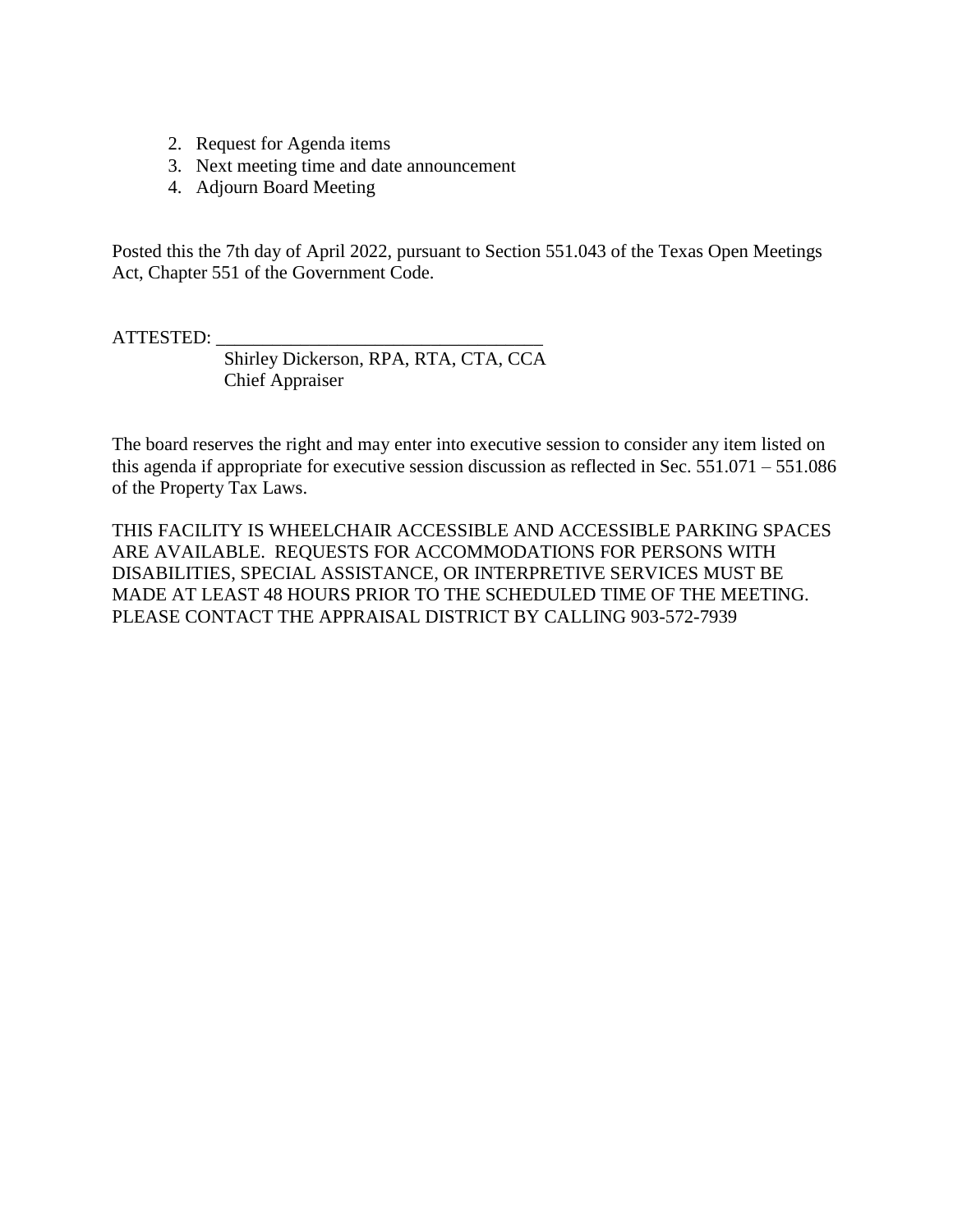2. Request for Agenda items
3. Next meeting time and date announcement
4. Adjourn Board Meeting

Posted this the 7th day of April 2022, pursuant to Section 551.043 of the Texas Open Meetings Act, Chapter 551 of the Government Code.

ATTESTED: ___________________________________
Shirley Dickerson, RPA, RTA, CTA, CCA
Chief Appraiser

The board reserves the right and may enter into executive session to consider any item listed on this agenda if appropriate for executive session discussion as reflected in Sec. 551.071 – 551.086 of the Property Tax Laws.

THIS FACILITY IS WHEELCHAIR ACCESSIBLE AND ACCESSIBLE PARKING SPACES ARE AVAILABLE. REQUESTS FOR ACCOMMODATIONS FOR PERSONS WITH DISABILITIES, SPECIAL ASSISTANCE, OR INTERPRETIVE SERVICES MUST BE MADE AT LEAST 48 HOURS PRIOR TO THE SCHEDULED TIME OF THE MEETING. PLEASE CONTACT THE APPRAISAL DISTRICT BY CALLING 903-572-7939